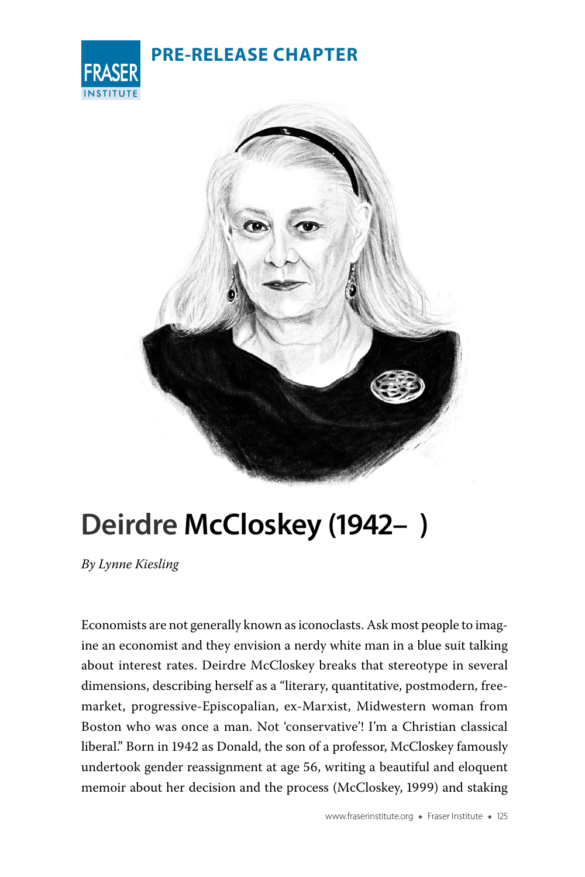PRE-RELEASE CHAPTER

# Deirdre McCloskey (1942– )

*By Lynne Kiesling*

Economists are not generally known as iconoclasts. Ask most people to imagine an economist and they envision a nerdy white man in a blue suit talking about interest rates. Deirdre McCloskey breaks that stereotype in several dimensions, describing herself as a "literary, quantitative, postmodern, free-market, progressive-Episcopalian, ex-Marxist, Midwestern woman from Boston who was once a man. Not 'conservative'! I'm a Christian classical liberal." Born in 1942 as Donald, the son of a professor, McCloskey famously undertook gender reassignment at age 56, writing a beautiful and eloquent memoir about her decision and the process (McCloskey, 1999) and staking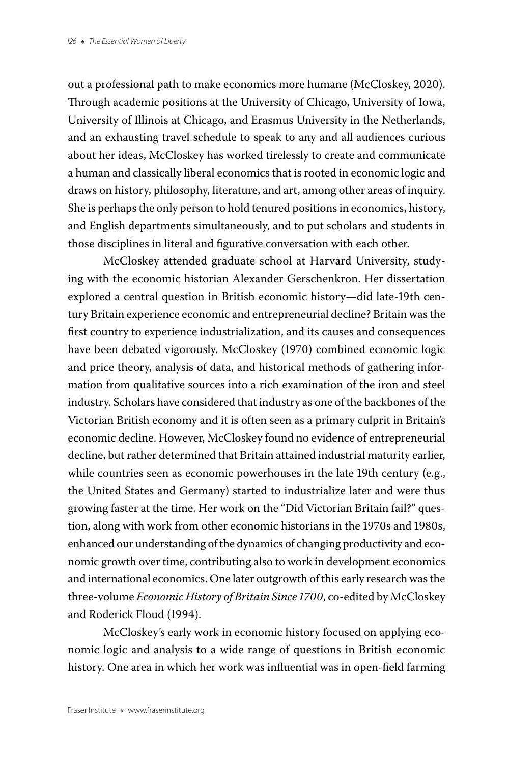out a professional path to make economics more humane (McCloskey, 2020). Through academic positions at the University of Chicago, University of Iowa, University of Illinois at Chicago, and Erasmus University in the Netherlands, and an exhausting travel schedule to speak to any and all audiences curious about her ideas, McCloskey has worked tirelessly to create and communicate a human and classically liberal economics that is rooted in economic logic and draws on history, philosophy, literature, and art, among other areas of inquiry. She is perhaps the only person to hold tenured positions in economics, history, and English departments simultaneously, and to put scholars and students in those disciplines in literal and figurative conversation with each other.

McCloskey attended graduate school at Harvard University, studying with the economic historian Alexander Gerschenkron. Her dissertation explored a central question in British economic history—did late-19th century Britain experience economic and entrepreneurial decline? Britain was the first country to experience industrialization, and its causes and consequences have been debated vigorously. McCloskey (1970) combined economic logic and price theory, analysis of data, and historical methods of gathering information from qualitative sources into a rich examination of the iron and steel industry. Scholars have considered that industry as one of the backbones of the Victorian British economy and it is often seen as a primary culprit in Britain's economic decline. However, McCloskey found no evidence of entrepreneurial decline, but rather determined that Britain attained industrial maturity earlier, while countries seen as economic powerhouses in the late 19th century (e.g., the United States and Germany) started to industrialize later and were thus growing faster at the time. Her work on the "Did Victorian Britain fail?" question, along with work from other economic historians in the 1970s and 1980s, enhanced our understanding of the dynamics of changing productivity and economic growth over time, contributing also to work in development economics and international economics. One later outgrowth of this early research was the three-volume *Economic History of Britain Since 1700*, co-edited by McCloskey and Roderick Floud (1994).

McCloskey's early work in economic history focused on applying economic logic and analysis to a wide range of questions in British economic history. One area in which her work was influential was in open-field farming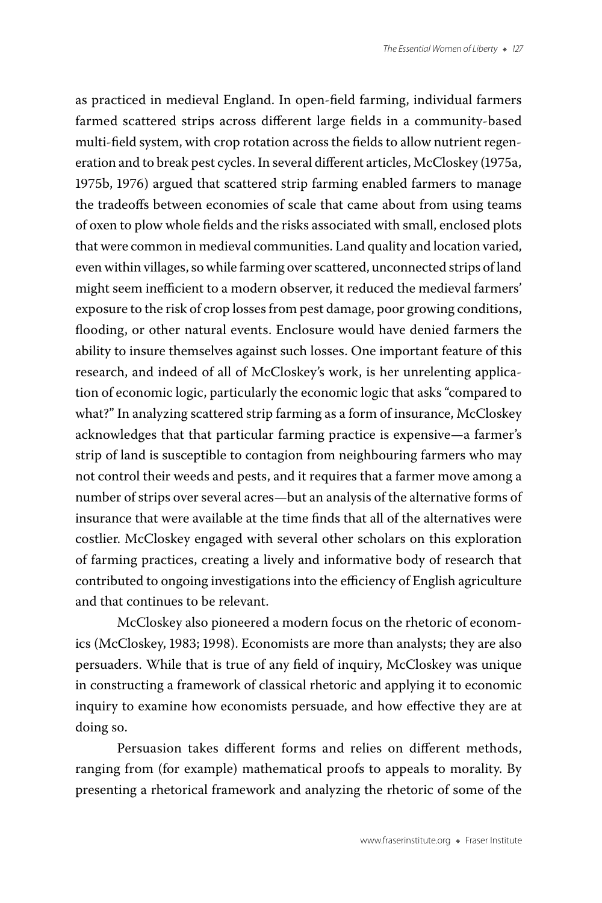as practiced in medieval England. In open-field farming, individual farmers farmed scattered strips across different large fields in a community-based multi-field system, with crop rotation across the fields to allow nutrient regeneration and to break pest cycles. In several different articles, McCloskey (1975a, 1975b, 1976) argued that scattered strip farming enabled farmers to manage the tradeoffs between economies of scale that came about from using teams of oxen to plow whole fields and the risks associated with small, enclosed plots that were common in medieval communities. Land quality and location varied, even within villages, so while farming over scattered, unconnected strips of land might seem inefficient to a modern observer, it reduced the medieval farmers' exposure to the risk of crop losses from pest damage, poor growing conditions, flooding, or other natural events. Enclosure would have denied farmers the ability to insure themselves against such losses. One important feature of this research, and indeed of all of McCloskey's work, is her unrelenting application of economic logic, particularly the economic logic that asks "compared to what?" In analyzing scattered strip farming as a form of insurance, McCloskey acknowledges that that particular farming practice is expensive—a farmer's strip of land is susceptible to contagion from neighbouring farmers who may not control their weeds and pests, and it requires that a farmer move among a number of strips over several acres—but an analysis of the alternative forms of insurance that were available at the time finds that all of the alternatives were costlier. McCloskey engaged with several other scholars on this exploration of farming practices, creating a lively and informative body of research that contributed to ongoing investigations into the efficiency of English agriculture and that continues to be relevant.

McCloskey also pioneered a modern focus on the rhetoric of economics (McCloskey, 1983; 1998). Economists are more than analysts; they are also persuaders. While that is true of any field of inquiry, McCloskey was unique in constructing a framework of classical rhetoric and applying it to economic inquiry to examine how economists persuade, and how effective they are at doing so.

Persuasion takes different forms and relies on different methods, ranging from (for example) mathematical proofs to appeals to morality. By presenting a rhetorical framework and analyzing the rhetoric of some of the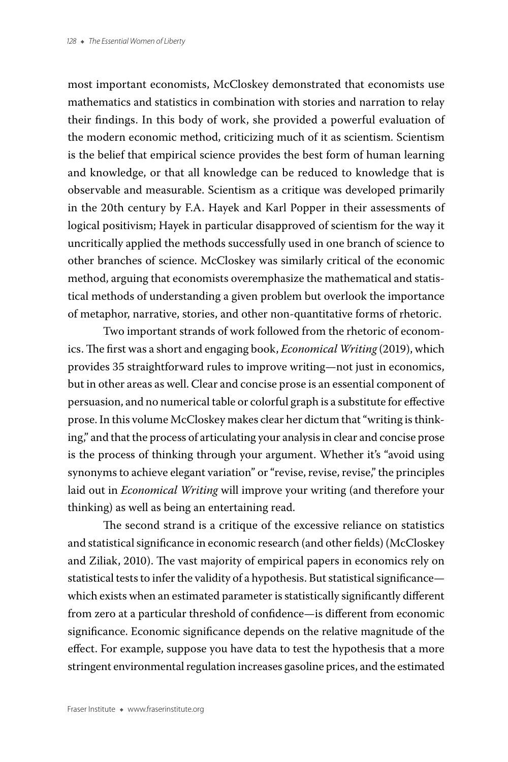most important economists, McCloskey demonstrated that economists use mathematics and statistics in combination with stories and narration to relay their findings. In this body of work, she provided a powerful evaluation of the modern economic method, criticizing much of it as scientism. Scientism is the belief that empirical science provides the best form of human learning and knowledge, or that all knowledge can be reduced to knowledge that is observable and measurable. Scientism as a critique was developed primarily in the 20th century by F.A. Hayek and Karl Popper in their assessments of logical positivism; Hayek in particular disapproved of scientism for the way it uncritically applied the methods successfully used in one branch of science to other branches of science. McCloskey was similarly critical of the economic method, arguing that economists overemphasize the mathematical and statistical methods of understanding a given problem but overlook the importance of metaphor, narrative, stories, and other non-quantitative forms of rhetoric.

Two important strands of work followed from the rhetoric of economics. The first was a short and engaging book, *Economical Writing* (2019), which provides 35 straightforward rules to improve writing—not just in economics, but in other areas as well. Clear and concise prose is an essential component of persuasion, and no numerical table or colorful graph is a substitute for effective prose. In this volume McCloskey makes clear her dictum that "writing is thinking," and that the process of articulating your analysis in clear and concise prose is the process of thinking through your argument. Whether it's "avoid using synonyms to achieve elegant variation" or "revise, revise, revise," the principles laid out in *Economical Writing* will improve your writing (and therefore your thinking) as well as being an entertaining read.

The second strand is a critique of the excessive reliance on statistics and statistical significance in economic research (and other fields) (McCloskey and Ziliak, 2010). The vast majority of empirical papers in economics rely on statistical tests to infer the validity of a hypothesis. But statistical significance—which exists when an estimated parameter is statistically significantly different from zero at a particular threshold of confidence—is different from economic significance. Economic significance depends on the relative magnitude of the effect. For example, suppose you have data to test the hypothesis that a more stringent environmental regulation increases gasoline prices, and the estimated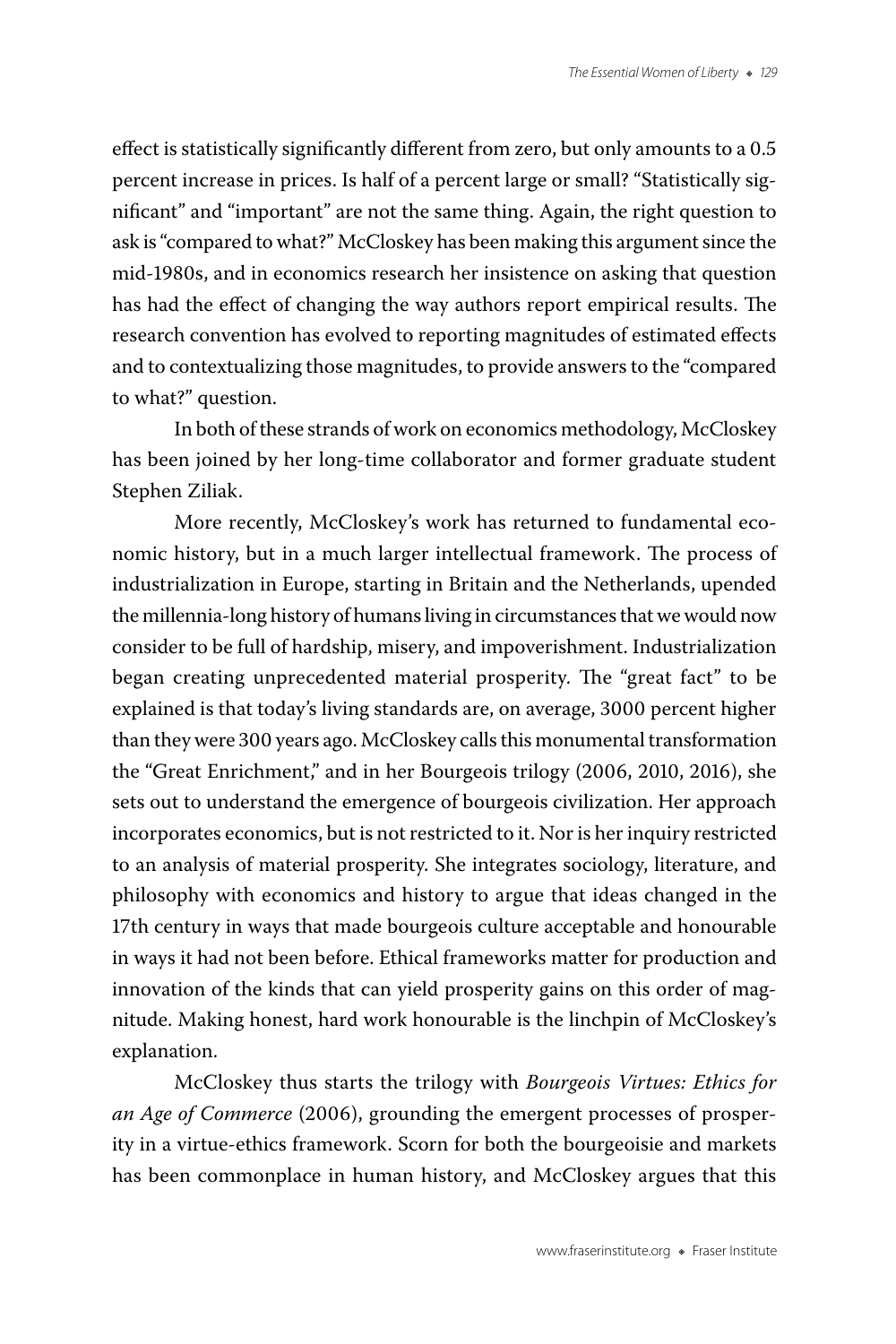effect is statistically significantly different from zero, but only amounts to a 0.5 percent increase in prices. Is half of a percent large or small? "Statistically significant" and "important" are not the same thing. Again, the right question to ask is "compared to what?" McCloskey has been making this argument since the mid-1980s, and in economics research her insistence on asking that question has had the effect of changing the way authors report empirical results. The research convention has evolved to reporting magnitudes of estimated effects and to contextualizing those magnitudes, to provide answers to the "compared to what?" question.

In both of these strands of work on economics methodology, McCloskey has been joined by her long-time collaborator and former graduate student Stephen Ziliak.

More recently, McCloskey's work has returned to fundamental economic history, but in a much larger intellectual framework. The process of industrialization in Europe, starting in Britain and the Netherlands, upended the millennia-long history of humans living in circumstances that we would now consider to be full of hardship, misery, and impoverishment. Industrialization began creating unprecedented material prosperity. The "great fact" to be explained is that today's living standards are, on average, 3000 percent higher than they were 300 years ago. McCloskey calls this monumental transformation the "Great Enrichment," and in her Bourgeois trilogy (2006, 2010, 2016), she sets out to understand the emergence of bourgeois civilization. Her approach incorporates economics, but is not restricted to it. Nor is her inquiry restricted to an analysis of material prosperity. She integrates sociology, literature, and philosophy with economics and history to argue that ideas changed in the 17th century in ways that made bourgeois culture acceptable and honourable in ways it had not been before. Ethical frameworks matter for production and innovation of the kinds that can yield prosperity gains on this order of magnitude. Making honest, hard work honourable is the linchpin of McCloskey's explanation.

McCloskey thus starts the trilogy with *Bourgeois Virtues: Ethics for an Age of Commerce* (2006), grounding the emergent processes of prosperity in a virtue-ethics framework. Scorn for both the bourgeoisie and markets has been commonplace in human history, and McCloskey argues that this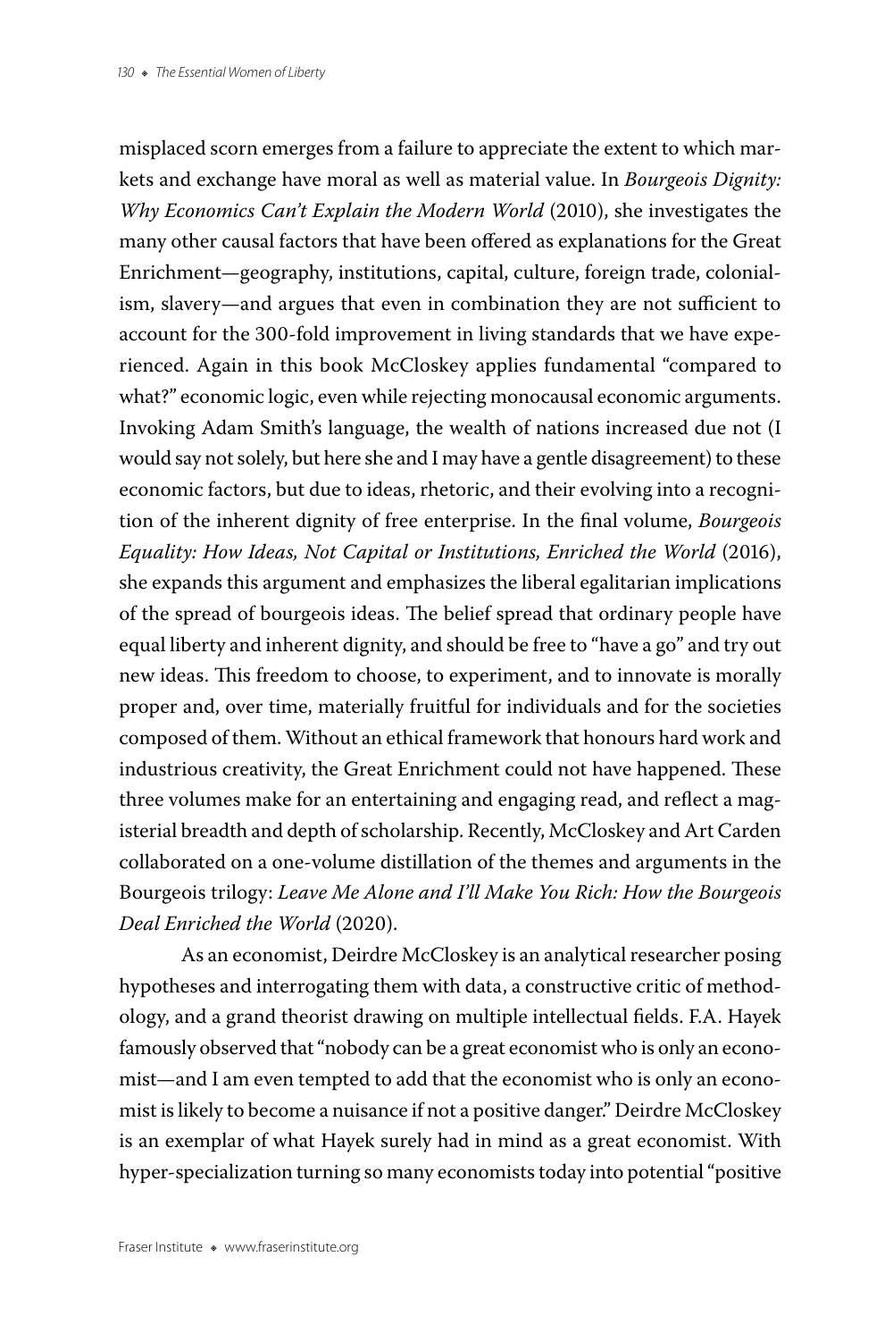misplaced scorn emerges from a failure to appreciate the extent to which markets and exchange have moral as well as material value. In *Bourgeois Dignity: Why Economics Can't Explain the Modern World* (2010), she investigates the many other causal factors that have been offered as explanations for the Great Enrichment—geography, institutions, capital, culture, foreign trade, colonialism, slavery—and argues that even in combination they are not sufficient to account for the 300-fold improvement in living standards that we have experienced. Again in this book McCloskey applies fundamental "compared to what?" economic logic, even while rejecting monocausal economic arguments. Invoking Adam Smith's language, the wealth of nations increased due not (I would say not solely, but here she and I may have a gentle disagreement) to these economic factors, but due to ideas, rhetoric, and their evolving into a recognition of the inherent dignity of free enterprise. In the final volume, *Bourgeois Equality: How Ideas, Not Capital or Institutions, Enriched the World* (2016), she expands this argument and emphasizes the liberal egalitarian implications of the spread of bourgeois ideas. The belief spread that ordinary people have equal liberty and inherent dignity, and should be free to "have a go" and try out new ideas. This freedom to choose, to experiment, and to innovate is morally proper and, over time, materially fruitful for individuals and for the societies composed of them. Without an ethical framework that honours hard work and industrious creativity, the Great Enrichment could not have happened. These three volumes make for an entertaining and engaging read, and reflect a magisterial breadth and depth of scholarship. Recently, McCloskey and Art Carden collaborated on a one-volume distillation of the themes and arguments in the Bourgeois trilogy: *Leave Me Alone and I'll Make You Rich: How the Bourgeois Deal Enriched the World* (2020).

As an economist, Deirdre McCloskey is an analytical researcher posing hypotheses and interrogating them with data, a constructive critic of methodology, and a grand theorist drawing on multiple intellectual fields. F.A. Hayek famously observed that "nobody can be a great economist who is only an economist—and I am even tempted to add that the economist who is only an economist is likely to become a nuisance if not a positive danger." Deirdre McCloskey is an exemplar of what Hayek surely had in mind as a great economist. With hyper-specialization turning so many economists today into potential "positive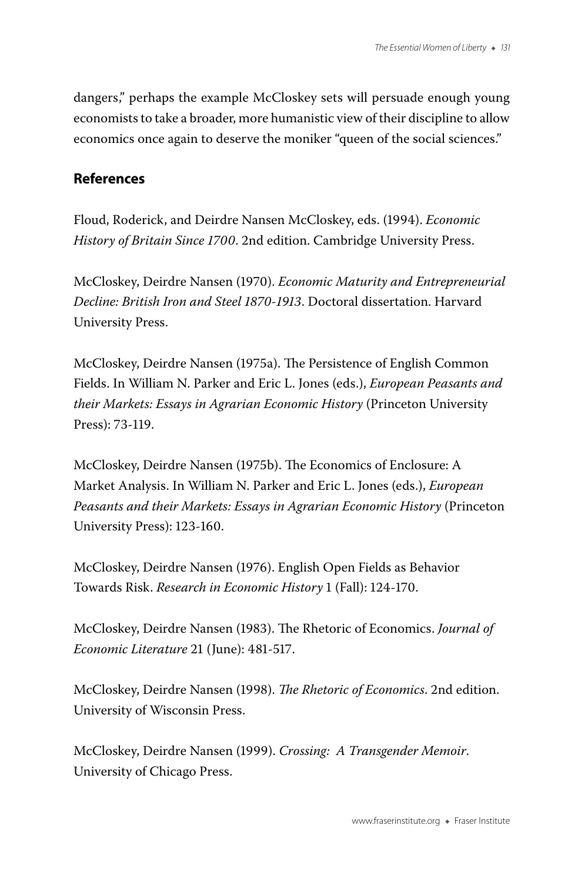dangers," perhaps the example McCloskey sets will persuade enough young economists to take a broader, more humanistic view of their discipline to allow economics once again to deserve the moniker "queen of the social sciences."

## References

Floud, Roderick, and Deirdre Nansen McCloskey, eds. (1994). *Economic History of Britain Since 1700*. 2nd edition. Cambridge University Press.

McCloskey, Deirdre Nansen (1970). *Economic Maturity and Entrepreneurial Decline: British Iron and Steel 1870-1913*. Doctoral dissertation. Harvard University Press.

McCloskey, Deirdre Nansen (1975a). The Persistence of English Common Fields. In William N. Parker and Eric L. Jones (eds.), *European Peasants and their Markets: Essays in Agrarian Economic History* (Princeton University Press): 73-119.

McCloskey, Deirdre Nansen (1975b). The Economics of Enclosure: A Market Analysis. In William N. Parker and Eric L. Jones (eds.), *European Peasants and their Markets: Essays in Agrarian Economic History* (Princeton University Press): 123-160.

McCloskey, Deirdre Nansen (1976). English Open Fields as Behavior Towards Risk. *Research in Economic History* 1 (Fall): 124-170.

McCloskey, Deirdre Nansen (1983). The Rhetoric of Economics. *Journal of Economic Literature* 21 (June): 481-517.

McCloskey, Deirdre Nansen (1998). *The Rhetoric of Economics*. 2nd edition. University of Wisconsin Press.

McCloskey, Deirdre Nansen (1999). *Crossing: A Transgender Memoir*. University of Chicago Press.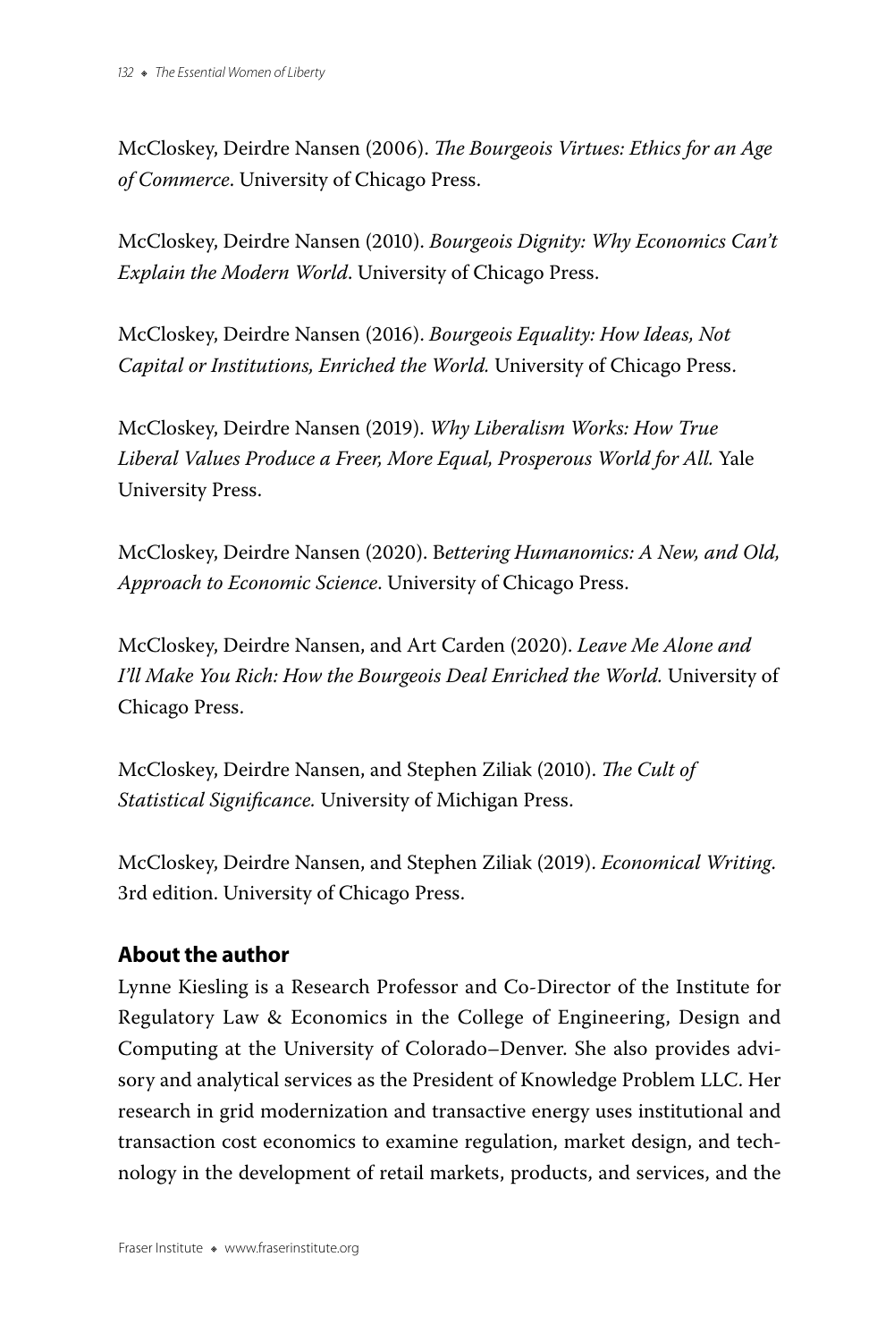McCloskey, Deirdre Nansen (2006). *The Bourgeois Virtues: Ethics for an Age of Commerce*. University of Chicago Press.

McCloskey, Deirdre Nansen (2010). *Bourgeois Dignity: Why Economics Can't Explain the Modern World*. University of Chicago Press.

McCloskey, Deirdre Nansen (2016). *Bourgeois Equality: How Ideas, Not Capital or Institutions, Enriched the World.* University of Chicago Press.

McCloskey, Deirdre Nansen (2019). *Why Liberalism Works: How True Liberal Values Produce a Freer, More Equal, Prosperous World for All.* Yale University Press.

McCloskey, Deirdre Nansen (2020). B*ettering Humanomics: A New, and Old, Approach to Economic Science*. University of Chicago Press.

McCloskey, Deirdre Nansen, and Art Carden (2020). *Leave Me Alone and I'll Make You Rich: How the Bourgeois Deal Enriched the World.* University of Chicago Press.

McCloskey, Deirdre Nansen, and Stephen Ziliak (2010). *The Cult of Statistical Significance.* University of Michigan Press.

McCloskey, Deirdre Nansen, and Stephen Ziliak (2019). *Economical Writing*. 3rd edition. University of Chicago Press.

## About the author

Lynne Kiesling is a Research Professor and Co-Director of the Institute for Regulatory Law & Economics in the College of Engineering, Design and Computing at the University of Colorado–Denver. She also provides advisory and analytical services as the President of Knowledge Problem LLC. Her research in grid modernization and transactive energy uses institutional and transaction cost economics to examine regulation, market design, and technology in the development of retail markets, products, and services, and the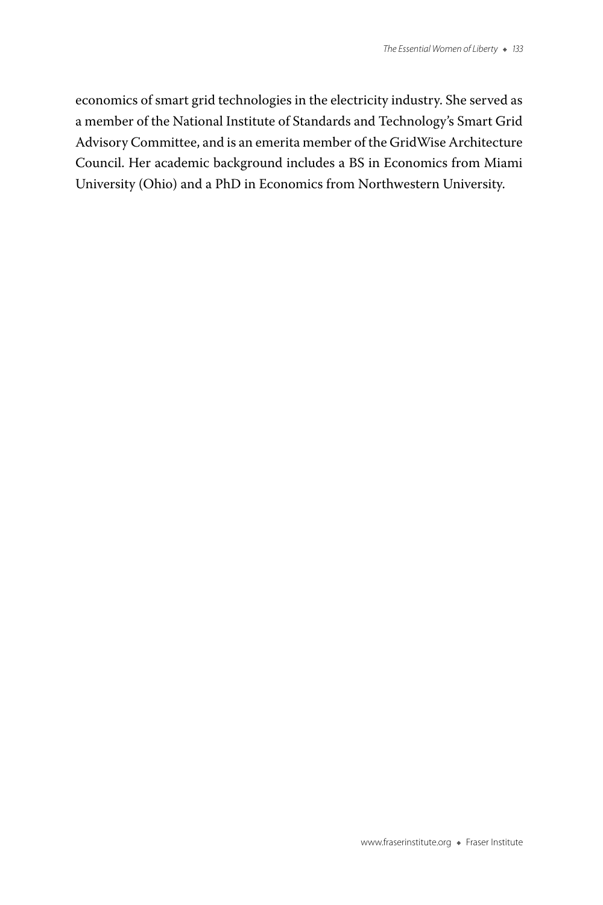economics of smart grid technologies in the electricity industry. She served as a member of the National Institute of Standards and Technology's Smart Grid Advisory Committee, and is an emerita member of the GridWise Architecture Council. Her academic background includes a BS in Economics from Miami University (Ohio) and a PhD in Economics from Northwestern University.